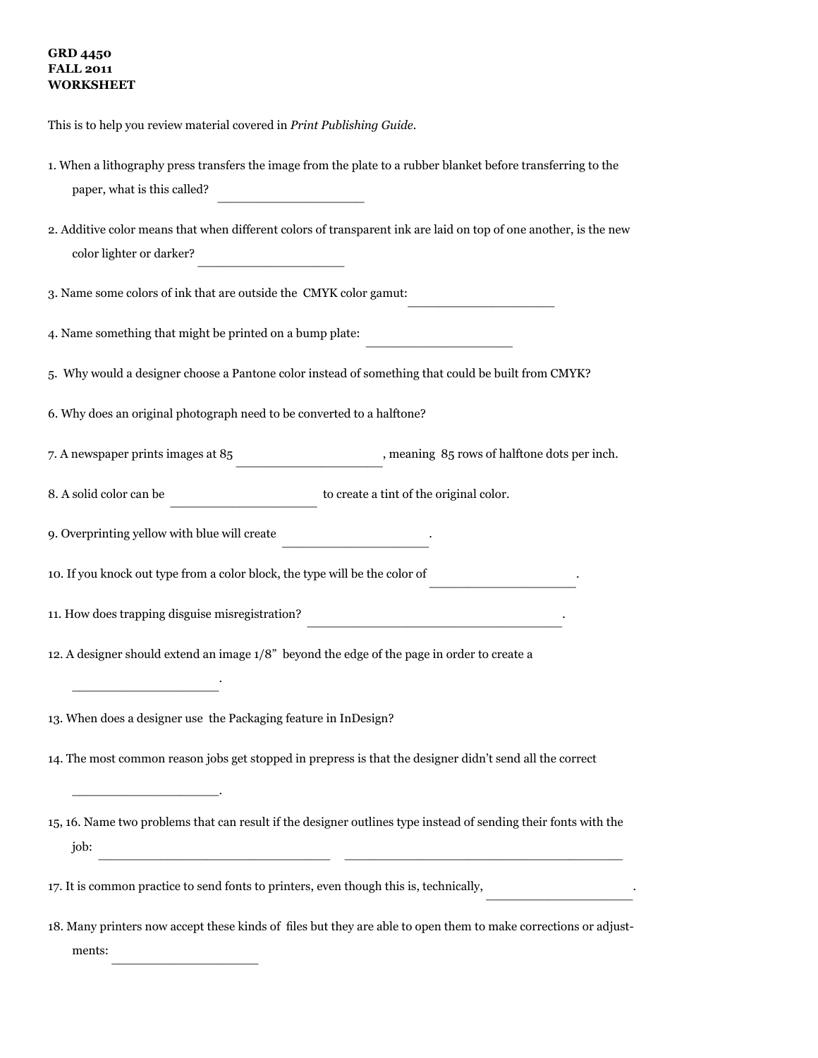**GRD 4450**
**FALL 2011**
**WORKSHEET**

This is to help you review material covered in *Print Publishing Guide*.

1. When a lithography press transfers the image from the plate to a rubber blanket before transferring to the paper, what is this called? ____________________

2. Additive color means that when different colors of transparent ink are laid on top of one another, is the new color lighter or darker? ____________________

3. Name some colors of ink that are outside the CMYK color gamut: ____________________

4. Name something that might be printed on a bump plate: ____________________

5. Why would a designer choose a Pantone color instead of something that could be built from CMYK?

6. Why does an original photograph need to be converted to a halftone?

7. A newspaper prints images at 85 ____________________, meaning 85 rows of halftone dots per inch.

8. A solid color can be ____________________ to create a tint of the original color.

9. Overprinting yellow with blue will create ____________________.

10. If you knock out type from a color block, the type will be the color of ____________________.

11. How does trapping disguise misregistration? ____________________________________.

12. A designer should extend an image 1/8" beyond the edge of the page in order to create a ____________________.

13. When does a designer use the Packaging feature in InDesign?

14. The most common reason jobs get stopped in prepress is that the designer didn't send all the correct ____________________.

15, 16. Name two problems that can result if the designer outlines type instead of sending their fonts with the job: ________________________________ ______________________________________

17. It is common practice to send fonts to printers, even though this is, technically, ____________________.

18. Many printers now accept these kinds of files but they are able to open them to make corrections or adjustments: ____________________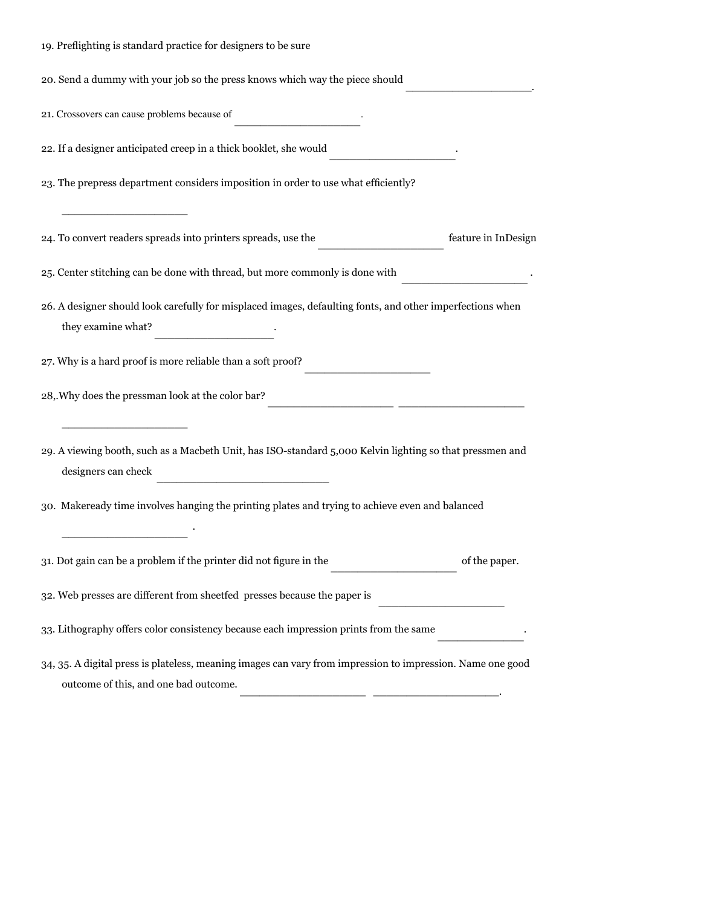19. Preflighting is standard practice for designers to be sure

20. Send a dummy with your job so the press knows which way the piece should ____________________.

21. Crossovers can cause problems because of ____________________.

22. If a designer anticipated creep in a thick booklet, she would ____________________.

23. The prepress department considers imposition in order to use what efficiently?

____________________

24. To convert readers spreads into printers spreads, use the ____________________ feature in InDesign

25. Center stitching can be done with thread, but more commonly is done with ____________________.

26. A designer should look carefully for misplaced images, defaulting fonts, and other imperfections when they examine what? ____________________.

27. Why is a hard proof is more reliable than a soft proof? ____________________

28,.Why does the pressman look at the color bar? ____________________ ____________________

____________________

29. A viewing booth, such as a Macbeth Unit, has ISO-standard 5,000 Kelvin lighting so that pressmen and designers can check ____________________________

30. Makeready time involves hanging the printing plates and trying to achieve even and balanced

____________________.

31. Dot gain can be a problem if the printer did not figure in the ____________________ of the paper.

32. Web presses are different from sheetfed presses because the paper is ____________________

33. Lithography offers color consistency because each impression prints from the same _____________.

34, 35. A digital press is plateless, meaning images can vary from impression to impression. Name one good outcome of this, and one bad outcome. ____________________ ____________________.